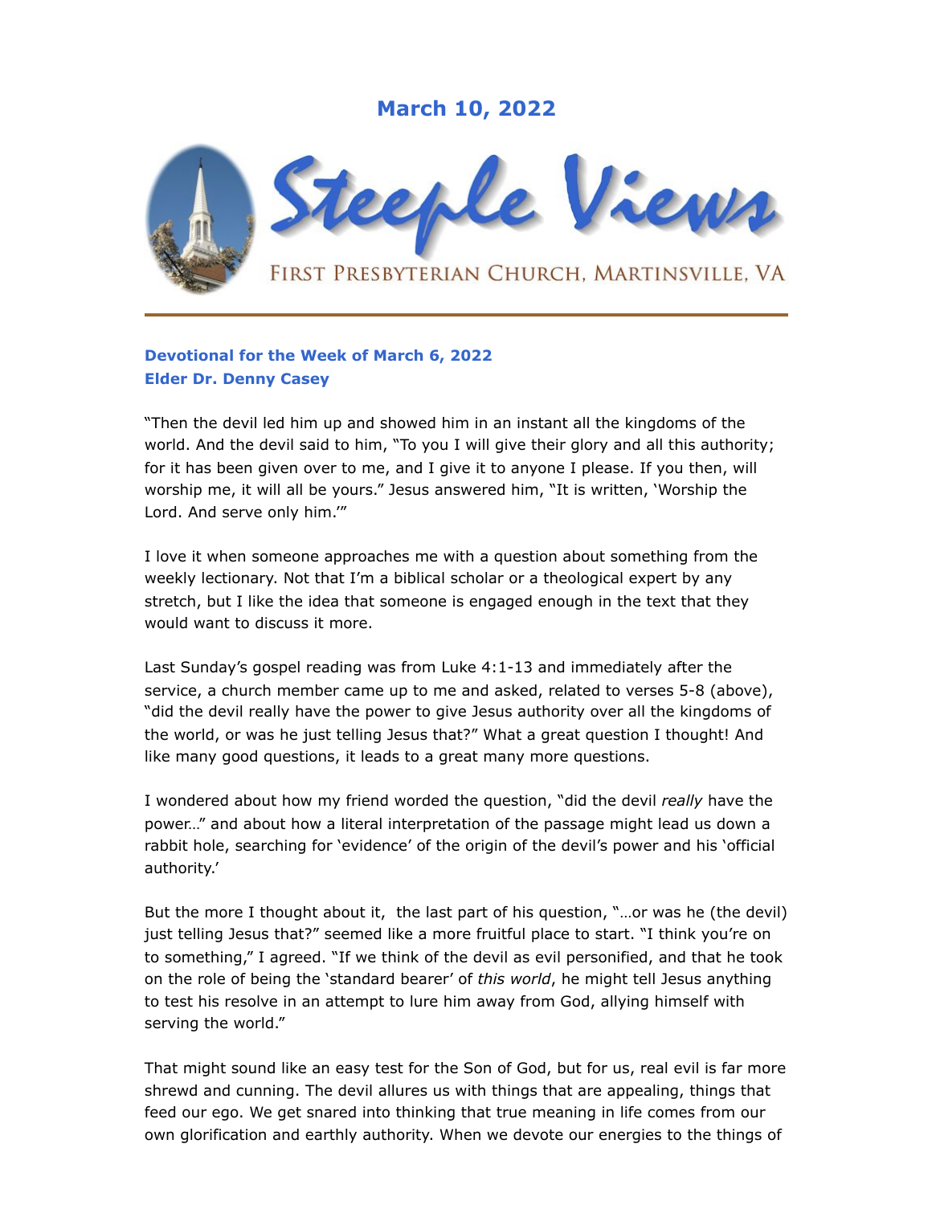# March 10, 2022

# Steeple Views

FIRST PRESBYTERIAN CHURCH, MARTINSVILLE, VA

---

**Devotional for the Week of March 6, 2022**
**Elder Dr. Denny Casey**

"Then the devil led him up and showed him in an instant all the kingdoms of the world. And the devil said to him, "To you I will give their glory and all this authority; for it has been given over to me, and I give it to anyone I please. If you then, will worship me, it will all be yours." Jesus answered him, "It is written, 'Worship the Lord. And serve only him.'"

I love it when someone approaches me with a question about something from the weekly lectionary. Not that I'm a biblical scholar or a theological expert by any stretch, but I like the idea that someone is engaged enough in the text that they would want to discuss it more.

Last Sunday's gospel reading was from Luke 4:1-13 and immediately after the service, a church member came up to me and asked, related to verses 5-8 (above), "did the devil really have the power to give Jesus authority over all the kingdoms of the world, or was he just telling Jesus that?" What a great question I thought! And like many good questions, it leads to a great many more questions.

I wondered about how my friend worded the question, "did the devil *really* have the power…" and about how a literal interpretation of the passage might lead us down a rabbit hole, searching for 'evidence' of the origin of the devil's power and his 'official authority.'

But the more I thought about it, the last part of his question, "…or was he (the devil) just telling Jesus that?" seemed like a more fruitful place to start. "I think you're on to something," I agreed. "If we think of the devil as evil personified, and that he took on the role of being the 'standard bearer' of *this world*, he might tell Jesus anything to test his resolve in an attempt to lure him away from God, allying himself with serving the world."

That might sound like an easy test for the Son of God, but for us, real evil is far more shrewd and cunning. The devil allures us with things that are appealing, things that feed our ego. We get snared into thinking that true meaning in life comes from our own glorification and earthly authority. When we devote our energies to the things of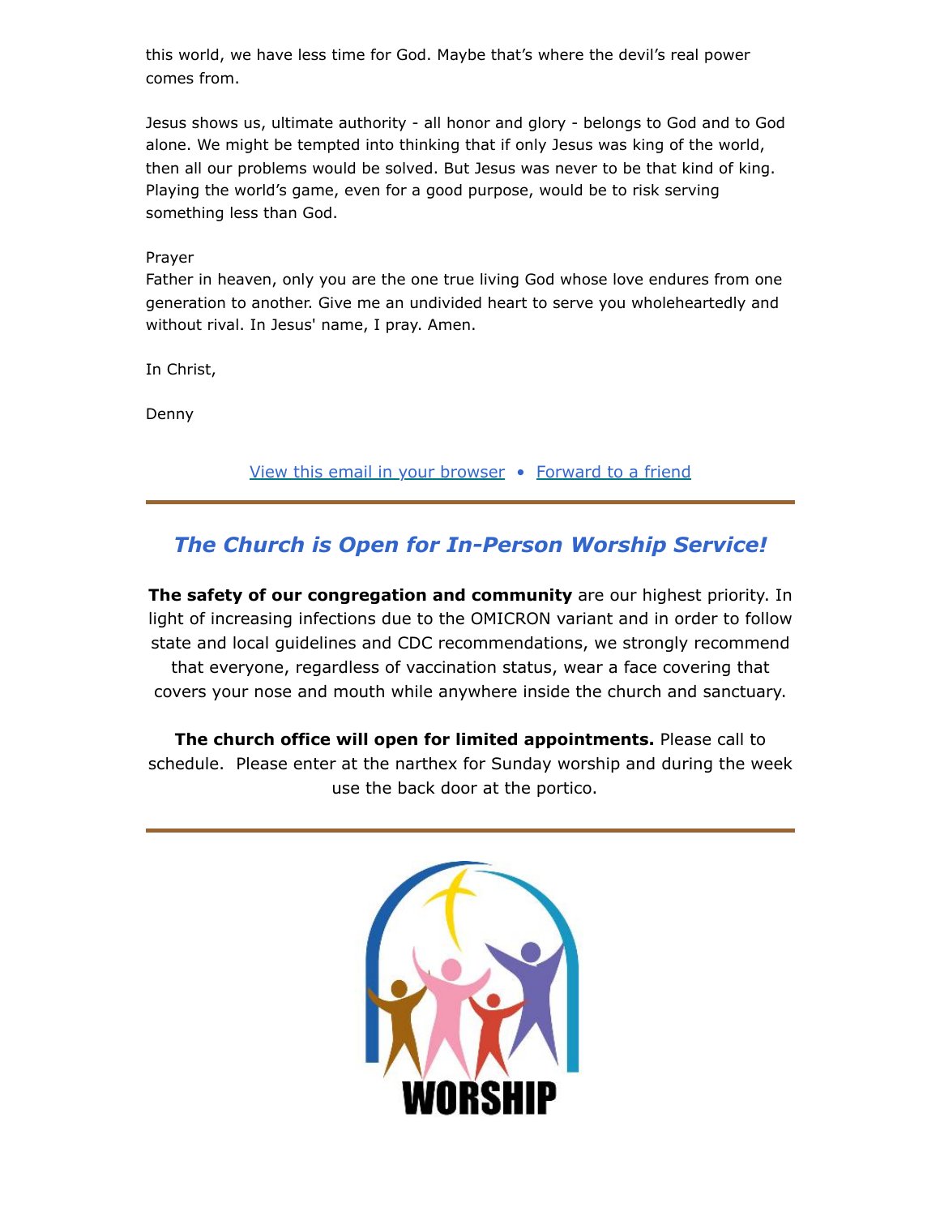this world, we have less time for God. Maybe that's where the devil's real power comes from.

Jesus shows us, ultimate authority - all honor and glory - belongs to God and to God alone. We might be tempted into thinking that if only Jesus was king of the world, then all our problems would be solved. But Jesus was never to be that kind of king. Playing the world's game, even for a good purpose, would be to risk serving something less than God.

Prayer
Father in heaven, only you are the one true living God whose love endures from one generation to another. Give me an undivided heart to serve you wholeheartedly and without rival. In Jesus' name, I pray. Amen.

In Christ,

Denny

[View this email in your browser](#) • [Forward to a friend](#)

---

## *The Church is Open for In-Person Worship Service!*

**The safety of our congregation and community** are our highest priority. In light of increasing infections due to the OMICRON variant and in order to follow state and local guidelines and CDC recommendations, we strongly recommend that everyone, regardless of vaccination status, wear a face covering that covers your nose and mouth while anywhere inside the church and sanctuary.

**The church office will open for limited appointments.** Please call to schedule. Please enter at the narthex for Sunday worship and during the week use the back door at the portico.

---

WORSHIP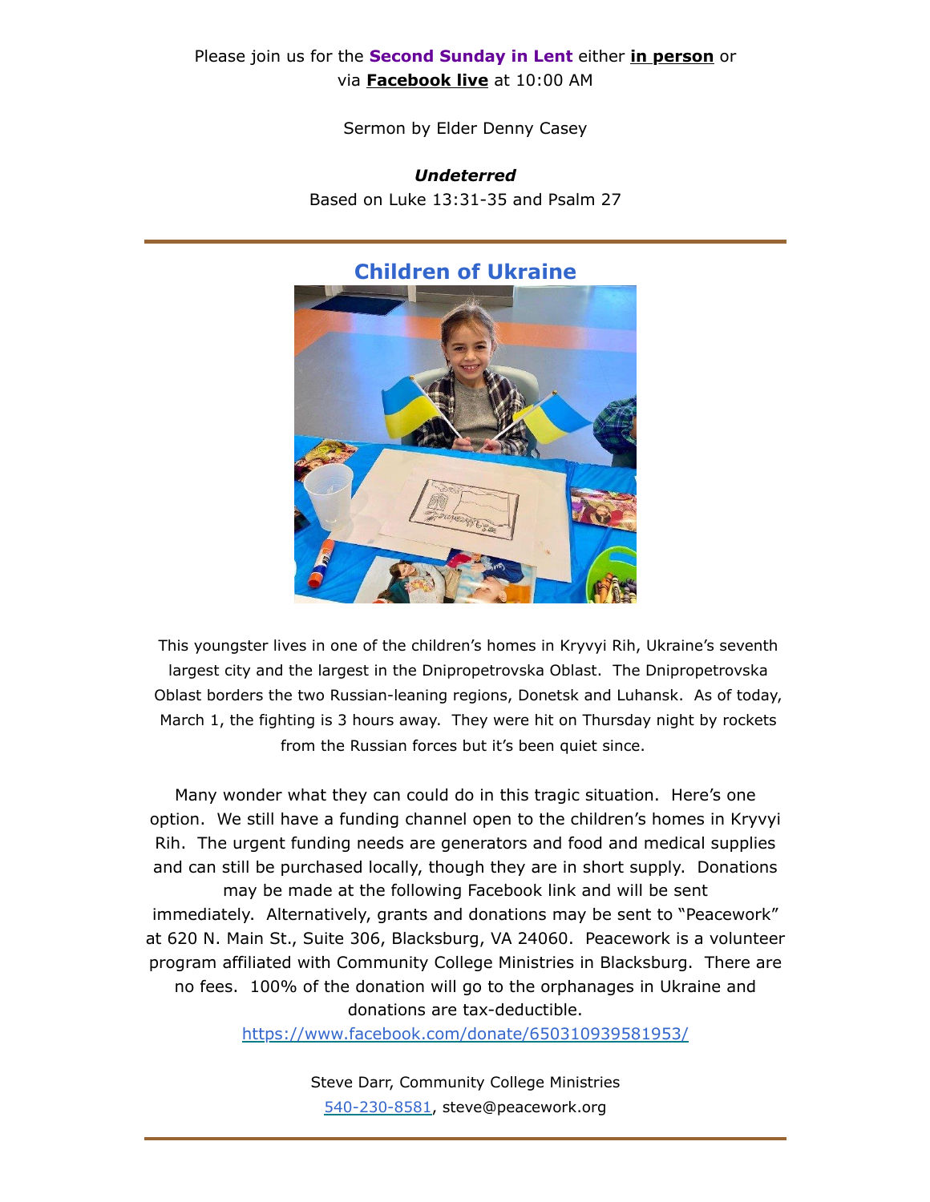Please join us for the **Second Sunday in Lent** either **in person** or via **Facebook live** at 10:00 AM

Sermon by Elder Denny Casey

***Undeterred***

Based on Luke 13:31-35 and Psalm 27

---

## Children of Ukraine

This youngster lives in one of the children's homes in Kryvyi Rih, Ukraine's seventh largest city and the largest in the Dnipropetrovska Oblast. The Dnipropetrovska Oblast borders the two Russian-leaning regions, Donetsk and Luhansk. As of today, March 1, the fighting is 3 hours away. They were hit on Thursday night by rockets from the Russian forces but it's been quiet since.

Many wonder what they can could do in this tragic situation. Here's one option. We still have a funding channel open to the children's homes in Kryvyi Rih. The urgent funding needs are generators and food and medical supplies and can still be purchased locally, though they are in short supply. Donations may be made at the following Facebook link and will be sent immediately. Alternatively, grants and donations may be sent to "Peacework" at 620 N. Main St., Suite 306, Blacksburg, VA 24060. Peacework is a volunteer program affiliated with Community College Ministries in Blacksburg. There are no fees. 100% of the donation will go to the orphanages in Ukraine and donations are tax-deductible.

https://www.facebook.com/donate/650310939581953/

Steve Darr, Community College Ministries
540-230-8581, steve@peacework.org

---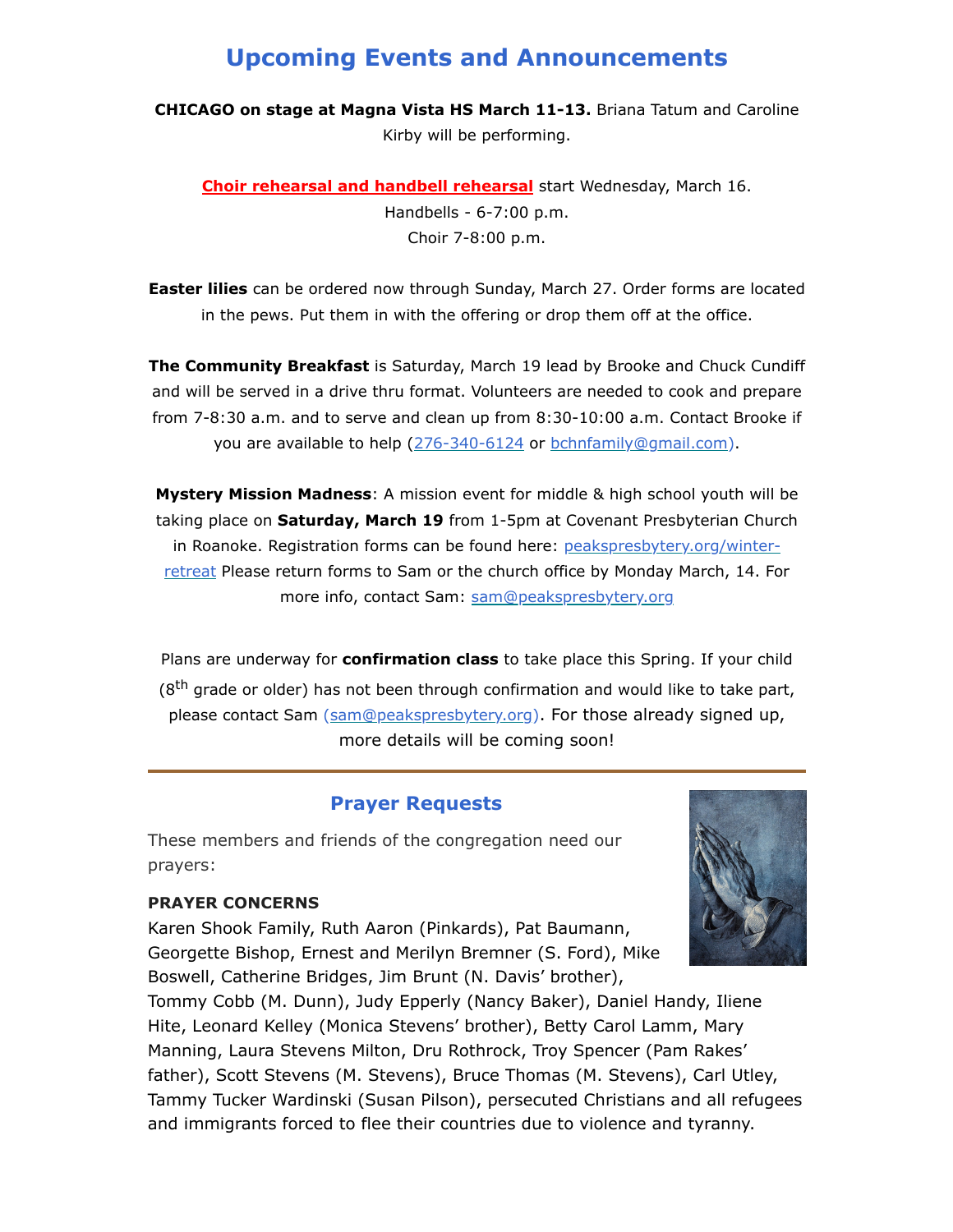# Upcoming Events and Announcements

**CHICAGO on stage at Magna Vista HS March 11-13.** Briana Tatum and Caroline Kirby will be performing.

**Choir rehearsal and handbell rehearsal** start Wednesday, March 16.
Handbells - 6-7:00 p.m.
Choir 7-8:00 p.m.

**Easter lilies** can be ordered now through Sunday, March 27. Order forms are located in the pews. Put them in with the offering or drop them off at the office.

**The Community Breakfast** is Saturday, March 19 lead by Brooke and Chuck Cundiff and will be served in a drive thru format. Volunteers are needed to cook and prepare from 7-8:30 a.m. and to serve and clean up from 8:30-10:00 a.m. Contact Brooke if you are available to help (276-340-6124 or bchnfamily@gmail.com).

**Mystery Mission Madness**: A mission event for middle & high school youth will be taking place on **Saturday, March 19** from 1-5pm at Covenant Presbyterian Church in Roanoke. Registration forms can be found here: peakspresbytery.org/winter-retreat Please return forms to Sam or the church office by Monday March, 14. For more info, contact Sam: sam@peakspresbytery.org

Plans are underway for **confirmation class** to take place this Spring. If your child (8th grade or older) has not been through confirmation and would like to take part, please contact Sam (sam@peakspresbytery.org). For those already signed up, more details will be coming soon!

---

## Prayer Requests

These members and friends of the congregation need our prayers:

**PRAYER CONCERNS**
Karen Shook Family, Ruth Aaron (Pinkards), Pat Baumann, Georgette Bishop, Ernest and Merilyn Bremner (S. Ford), Mike Boswell, Catherine Bridges, Jim Brunt (N. Davis' brother), Tommy Cobb (M. Dunn), Judy Epperly (Nancy Baker), Daniel Handy, Iliene Hite, Leonard Kelley (Monica Stevens' brother), Betty Carol Lamm, Mary Manning, Laura Stevens Milton, Dru Rothrock, Troy Spencer (Pam Rakes' father), Scott Stevens (M. Stevens), Bruce Thomas (M. Stevens), Carl Utley, Tammy Tucker Wardinski (Susan Pilson), persecuted Christians and all refugees and immigrants forced to flee their countries due to violence and tyranny.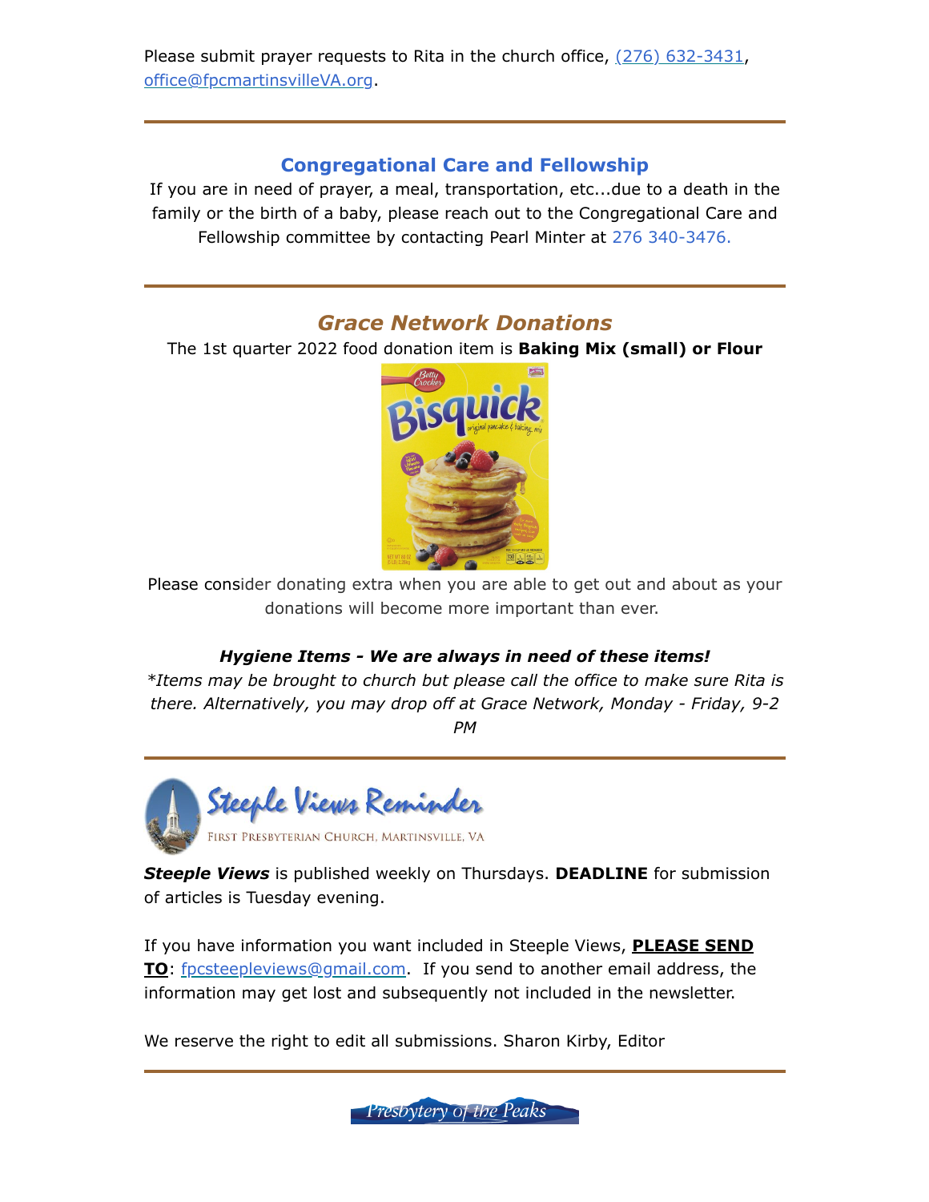Please submit prayer requests to Rita in the church office, (276) 632-3431, office@fpcmartinsvilleVA.org.

---

## Congregational Care and Fellowship

If you are in need of prayer, a meal, transportation, etc...due to a death in the family or the birth of a baby, please reach out to the Congregational Care and Fellowship committee by contacting Pearl Minter at 276 340-3476.

---

## *Grace Network Donations*

The 1st quarter 2022 food donation item is **Baking Mix (small) or Flour**

Please consider donating extra when you are able to get out and about as your donations will become more important than ever.

***Hygiene Items - We are always in need of these items!***

**Items may be brought to church but please call the office to make sure Rita is there. Alternatively, you may drop off at Grace Network, Monday - Friday, 9-2 PM*

---

## Steeple Views Reminder

FIRST PRESBYTERIAN CHURCH, MARTINSVILLE, VA

***Steeple Views*** is published weekly on Thursdays. **DEADLINE** for submission of articles is Tuesday evening.

If you have information you want included in Steeple Views, **PLEASE SEND TO**: fpcsteepleviews@gmail.com. If you send to another email address, the information may get lost and subsequently not included in the newsletter.

We reserve the right to edit all submissions. Sharon Kirby, Editor

---

Presbytery of the Peaks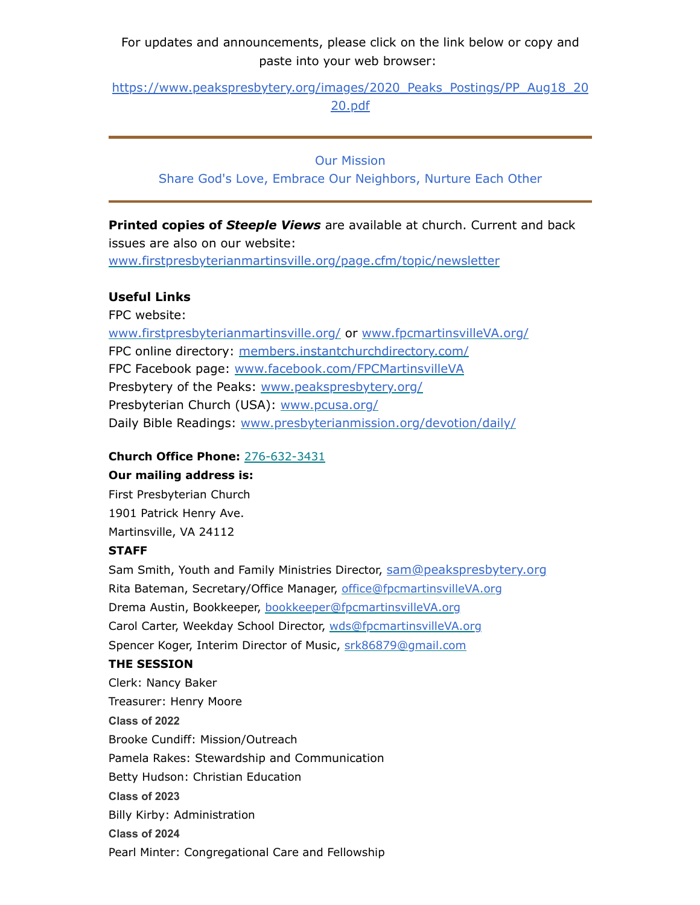For updates and announcements, please click on the link below or copy and paste into your web browser:

https://www.peakspresbytery.org/images/2020_Peaks_Postings/PP_Aug18_2020.pdf

---

Our Mission

Share God's Love, Embrace Our Neighbors, Nurture Each Other

---

**Printed copies of *Steeple Views*** are available at church. Current and back issues are also on our website: www.firstpresbyterianmartinsville.org/page.cfm/topic/newsletter

**Useful Links**

FPC website:
www.firstpresbyterianmartinsville.org/ or www.fpcmartinsvilleVA.org/
FPC online directory: members.instantchurchdirectory.com/
FPC Facebook page: www.facebook.com/FPCMartinsvilleVA
Presbytery of the Peaks: www.peakspresbytery.org/
Presbyterian Church (USA): www.pcusa.org/
Daily Bible Readings: www.presbyterianmission.org/devotion/daily/

**Church Office Phone:** 276-632-3431

**Our mailing address is:**

First Presbyterian Church
1901 Patrick Henry Ave.
Martinsville, VA 24112

**STAFF**

Sam Smith, Youth and Family Ministries Director, sam@peakspresbytery.org
Rita Bateman, Secretary/Office Manager, office@fpcmartinsvilleVA.org
Drema Austin, Bookkeeper, bookkeeper@fpcmartinsvilleVA.org
Carol Carter, Weekday School Director, wds@fpcmartinsvilleVA.org
Spencer Koger, Interim Director of Music, srk86879@gmail.com

**THE SESSION**

Clerk: Nancy Baker
Treasurer: Henry Moore

**Class of 2022**

Brooke Cundiff: Mission/Outreach
Pamela Rakes: Stewardship and Communication
Betty Hudson: Christian Education

**Class of 2023**

Billy Kirby: Administration

**Class of 2024**

Pearl Minter: Congregational Care and Fellowship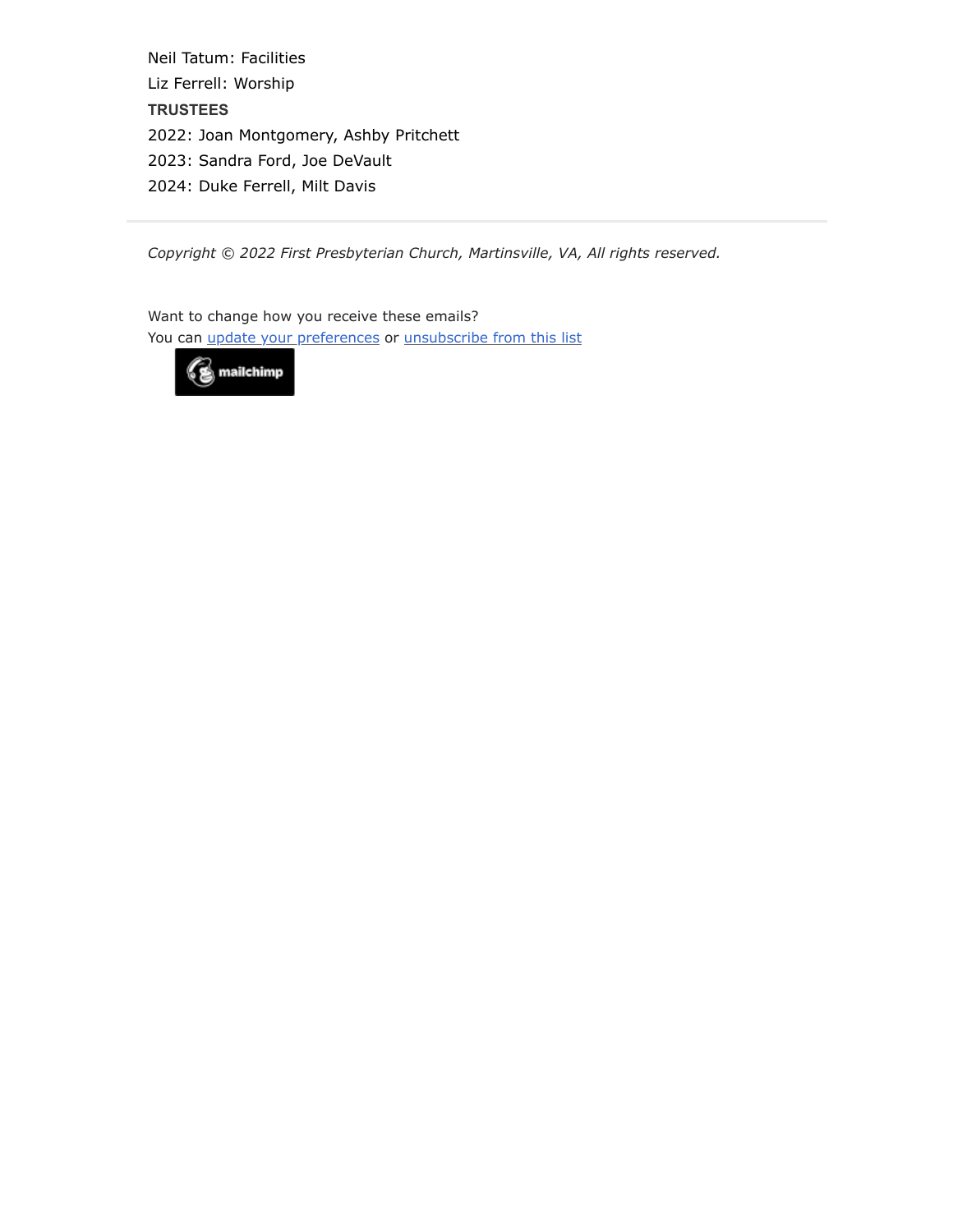Neil Tatum: Facilities

Liz Ferrell: Worship

**TRUSTEES**

2022: Joan Montgomery, Ashby Pritchett

2023: Sandra Ford, Joe DeVault

2024: Duke Ferrell, Milt Davis

---

*Copyright © 2022 First Presbyterian Church, Martinsville, VA, All rights reserved.*

Want to change how you receive these emails?
You can update your preferences or unsubscribe from this list

mailchimp